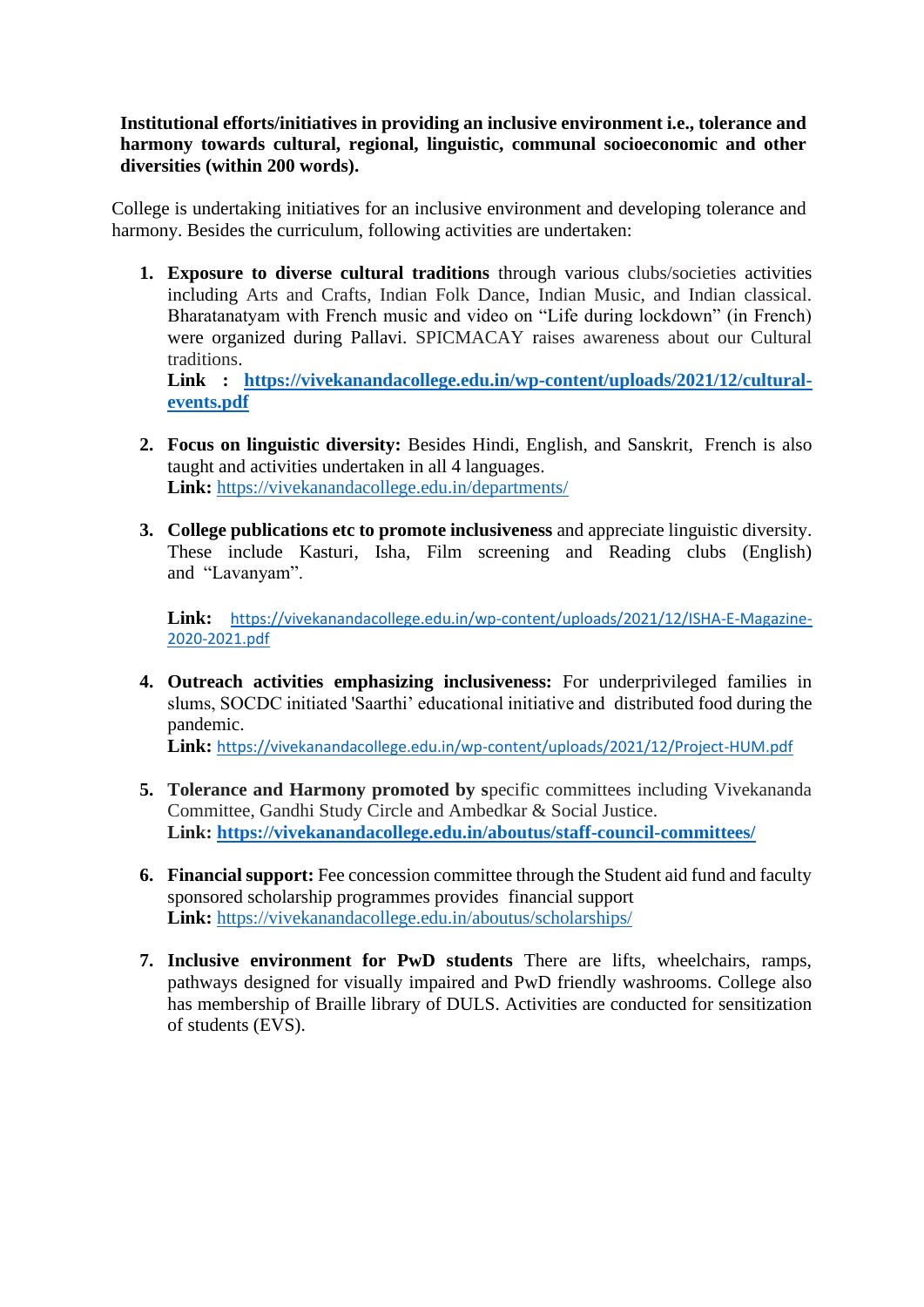**Institutional efforts/initiatives in providing an inclusive environment i.e., tolerance and harmony towards cultural, regional, linguistic, communal socioeconomic and other diversities (within 200 words).**

College is undertaking initiatives for an inclusive environment and developing tolerance and harmony. Besides the curriculum, following activities are undertaken:

1. **Exposure to diverse cultural traditions** through various clubs/societies activities including Arts and Crafts, Indian Folk Dance, Indian Music, and Indian classical. Bharatanatyam with French music and video on "Life during lockdown" (in French) were organized during Pallavi. SPICMACAY raises awareness about our Cultural traditions.
   **Link : [https://vivekanandacollege.edu.in/wp-content/uploads/2021/12/cultural-events.pdf](https://vivekanandacollege.edu.in/wp-content/uploads/2021/12/cultural-events.pdf)**

2. **Focus on linguistic diversity:** Besides Hindi, English, and Sanskrit, French is also taught and activities undertaken in all 4 languages.
   **Link:** [https://vivekanandacollege.edu.in/departments/](https://vivekanandacollege.edu.in/departments/)

3. **College publications etc to promote inclusiveness** and appreciate linguistic diversity. These include Kasturi, Isha, Film screening and Reading clubs (English) and "Lavanyam".

   **Link:** [https://vivekanandacollege.edu.in/wp-content/uploads/2021/12/ISHA-E-Magazine-2020-2021.pdf](https://vivekanandacollege.edu.in/wp-content/uploads/2021/12/ISHA-E-Magazine-2020-2021.pdf)

4. **Outreach activities emphasizing inclusiveness:** For underprivileged families in slums, SOCDC initiated 'Saarthi' educational initiative and distributed food during the pandemic.
   **Link:** [https://vivekanandacollege.edu.in/wp-content/uploads/2021/12/Project-HUM.pdf](https://vivekanandacollege.edu.in/wp-content/uploads/2021/12/Project-HUM.pdf)

5. **Tolerance and Harmony promoted by s**pecific committees including Vivekananda Committee, Gandhi Study Circle and Ambedkar & Social Justice.
   **Link: [https://vivekanandacollege.edu.in/aboutus/staff-council-committees/](https://vivekanandacollege.edu.in/aboutus/staff-council-committees/)**

6. **Financial support:** Fee concession committee through the Student aid fund and faculty sponsored scholarship programmes provides financial support
   **Link:** [https://vivekanandacollege.edu.in/aboutus/scholarships/](https://vivekanandacollege.edu.in/aboutus/scholarships/)

7. **Inclusive environment for PwD students** There are lifts, wheelchairs, ramps, pathways designed for visually impaired and PwD friendly washrooms. College also has membership of Braille library of DULS. Activities are conducted for sensitization of students (EVS).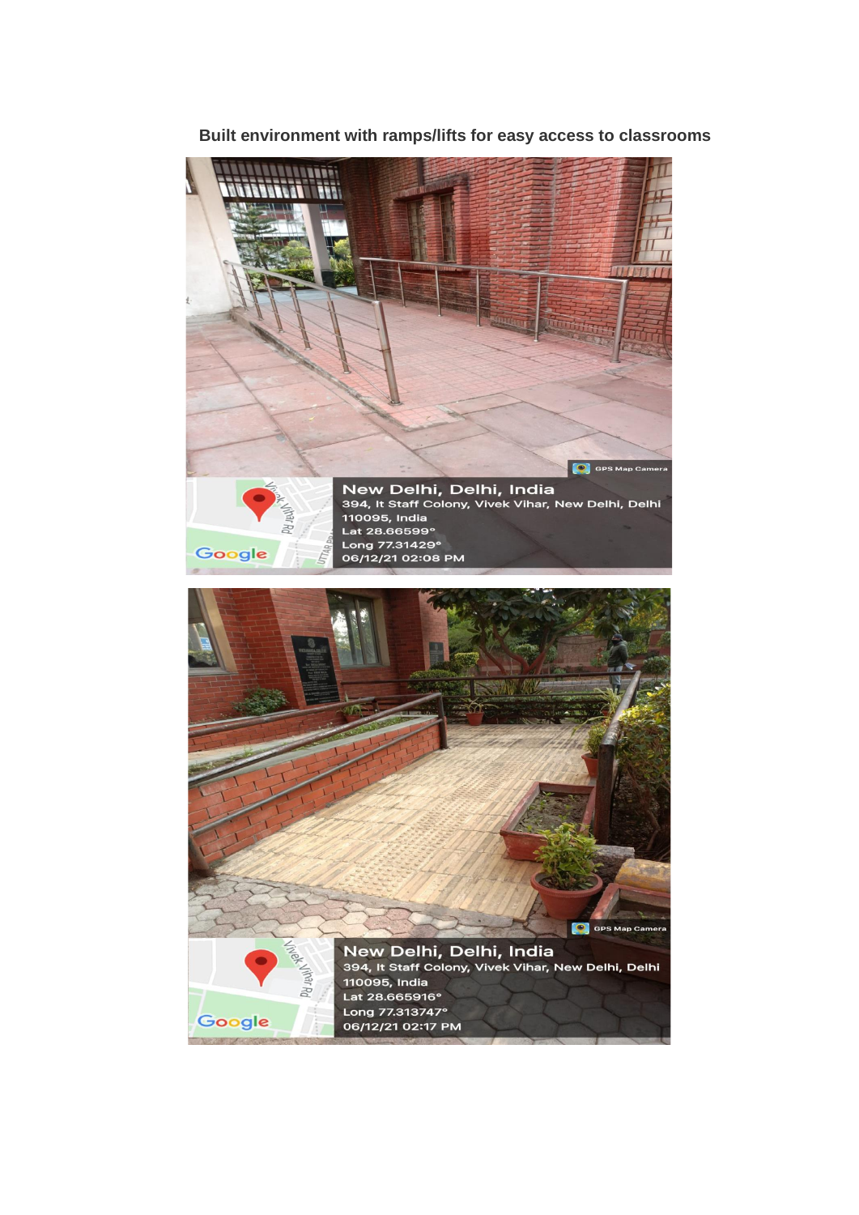**Built environment with ramps/lifts for easy access to classrooms**

New Delhi, Delhi, India
394, It Staff Colony, Vivek Vihar, New Delhi, Delhi 110095, India
Lat 28.66599°
Long 77.31429°
06/12/21 02:08 PM

New Delhi, Delhi, India
394, It Staff Colony, Vivek Vihar, New Delhi, Delhi 110095, India
Lat 28.665916°
Long 77.313747°
06/12/21 02:17 PM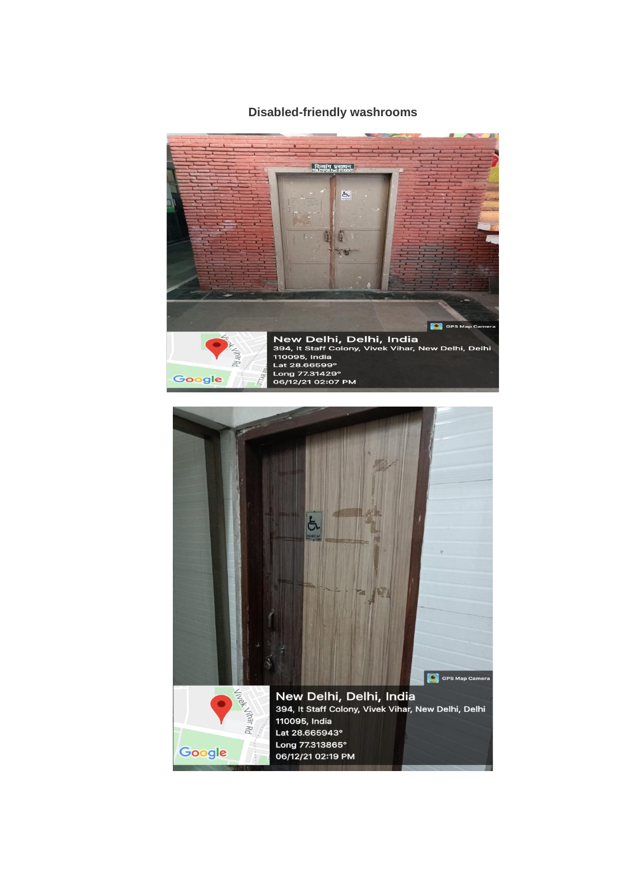**Disabled-friendly washrooms**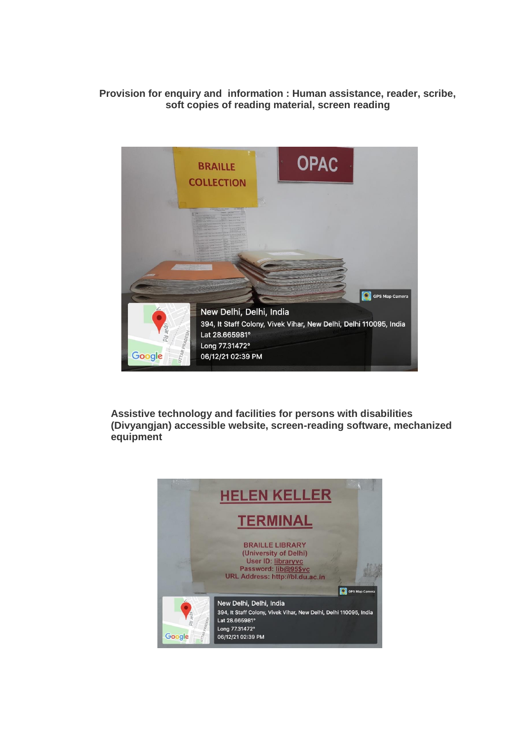**Provision for enquiry and information : Human assistance, reader, scribe, soft copies of reading material, screen reading**

**Assistive technology and facilities for persons with disabilities (Divyangjan) accessible website, screen-reading software, mechanized equipment**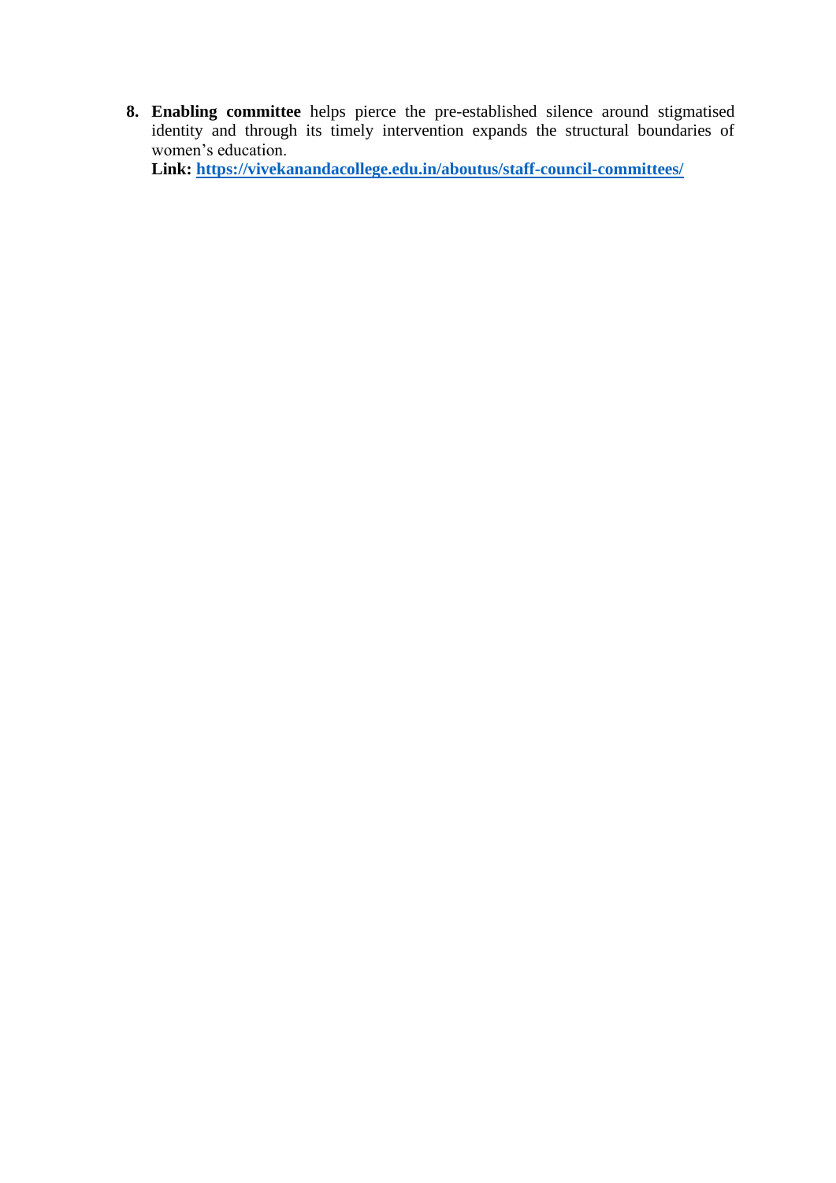8. **Enabling committee** helps pierce the pre-established silence around stigmatised identity and through its timely intervention expands the structural boundaries of women's education.
   **Link: https://vivekanandacollege.edu.in/aboutus/staff-council-committees/**